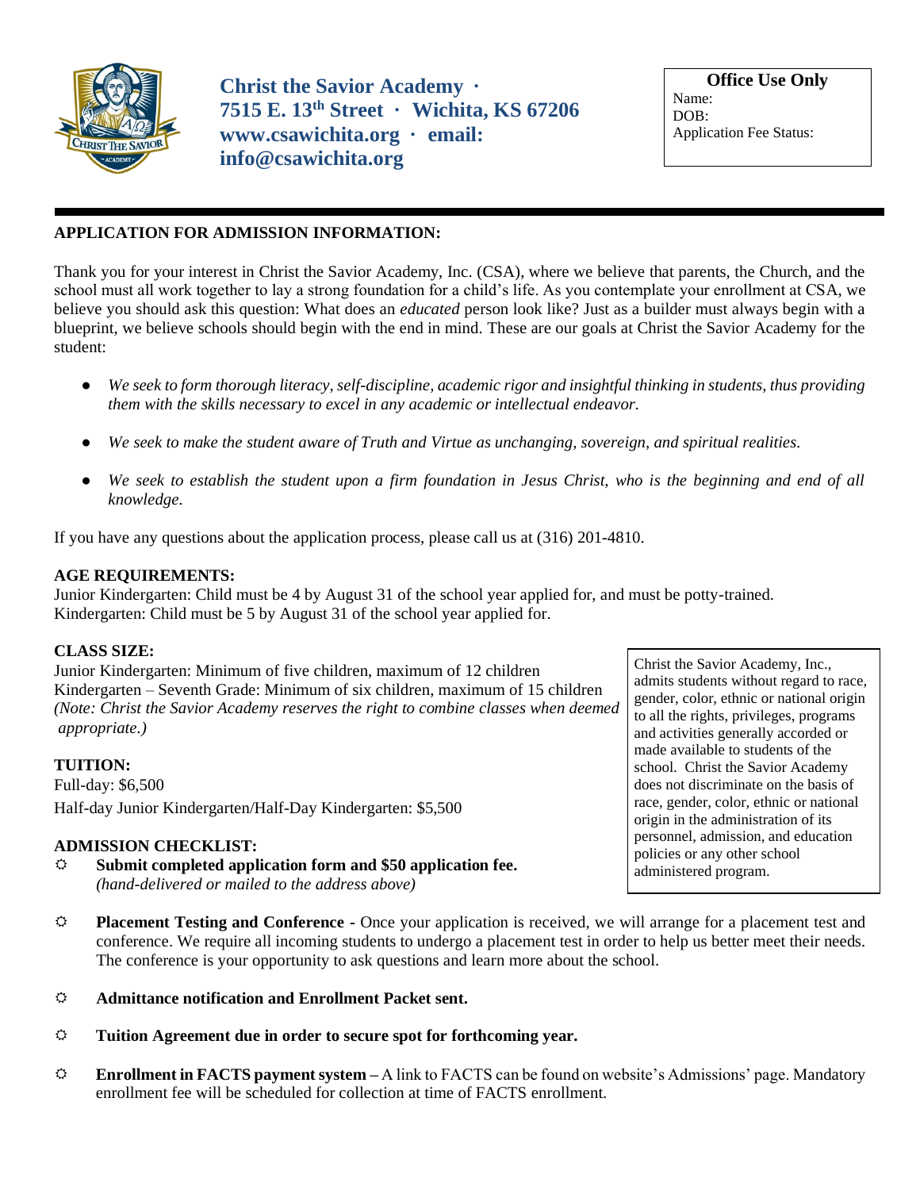**Christ the Savior Academy · 7515 E. 13th Street · Wichita, KS 67206**
**www.csawichita.org · email: info@csawichita.org**

**Office Use Only**
Name:
DOB:
Application Fee Status:

---

## APPLICATION FOR ADMISSION INFORMATION:

Thank you for your interest in Christ the Savior Academy, Inc. (CSA), where we believe that parents, the Church, and the school must all work together to lay a strong foundation for a child's life. As you contemplate your enrollment at CSA, we believe you should ask this question: What does an *educated* person look like? Just as a builder must always begin with a blueprint, we believe schools should begin with the end in mind. These are our goals at Christ the Savior Academy for the student:

- *We seek to form thorough literacy, self-discipline, academic rigor and insightful thinking in students, thus providing them with the skills necessary to excel in any academic or intellectual endeavor.*
- *We seek to make the student aware of Truth and Virtue as unchanging, sovereign, and spiritual realities.*
- *We seek to establish the student upon a firm foundation in Jesus Christ, who is the beginning and end of all knowledge.*

If you have any questions about the application process, please call us at (316) 201-4810.

**AGE REQUIREMENTS:**
Junior Kindergarten: Child must be 4 by August 31 of the school year applied for, and must be potty-trained.
Kindergarten: Child must be 5 by August 31 of the school year applied for.

**CLASS SIZE:**
Junior Kindergarten: Minimum of five children, maximum of 12 children
Kindergarten – Seventh Grade: Minimum of six children, maximum of 15 children
*(Note: Christ the Savior Academy reserves the right to combine classes when deemed appropriate.)*

**TUITION:**
Full-day: $6,500
Half-day Junior Kindergarten/Half-Day Kindergarten: $5,500

Christ the Savior Academy, Inc., admits students without regard to race, gender, color, ethnic or national origin to all the rights, privileges, programs and activities generally accorded or made available to students of the school. Christ the Savior Academy does not discriminate on the basis of race, gender, color, ethnic or national origin in the administration of its personnel, admission, and education policies or any other school administered program.

**ADMISSION CHECKLIST:**

- **Submit completed application form and $50 application fee.** *(hand-delivered or mailed to the address above)*
- **Placement Testing and Conference -** Once your application is received, we will arrange for a placement test and conference. We require all incoming students to undergo a placement test in order to help us better meet their needs. The conference is your opportunity to ask questions and learn more about the school.
- **Admittance notification and Enrollment Packet sent.**
- **Tuition Agreement due in order to secure spot for forthcoming year.**
- **Enrollment in FACTS payment system –** A link to FACTS can be found on website's Admissions' page. Mandatory enrollment fee will be scheduled for collection at time of FACTS enrollment.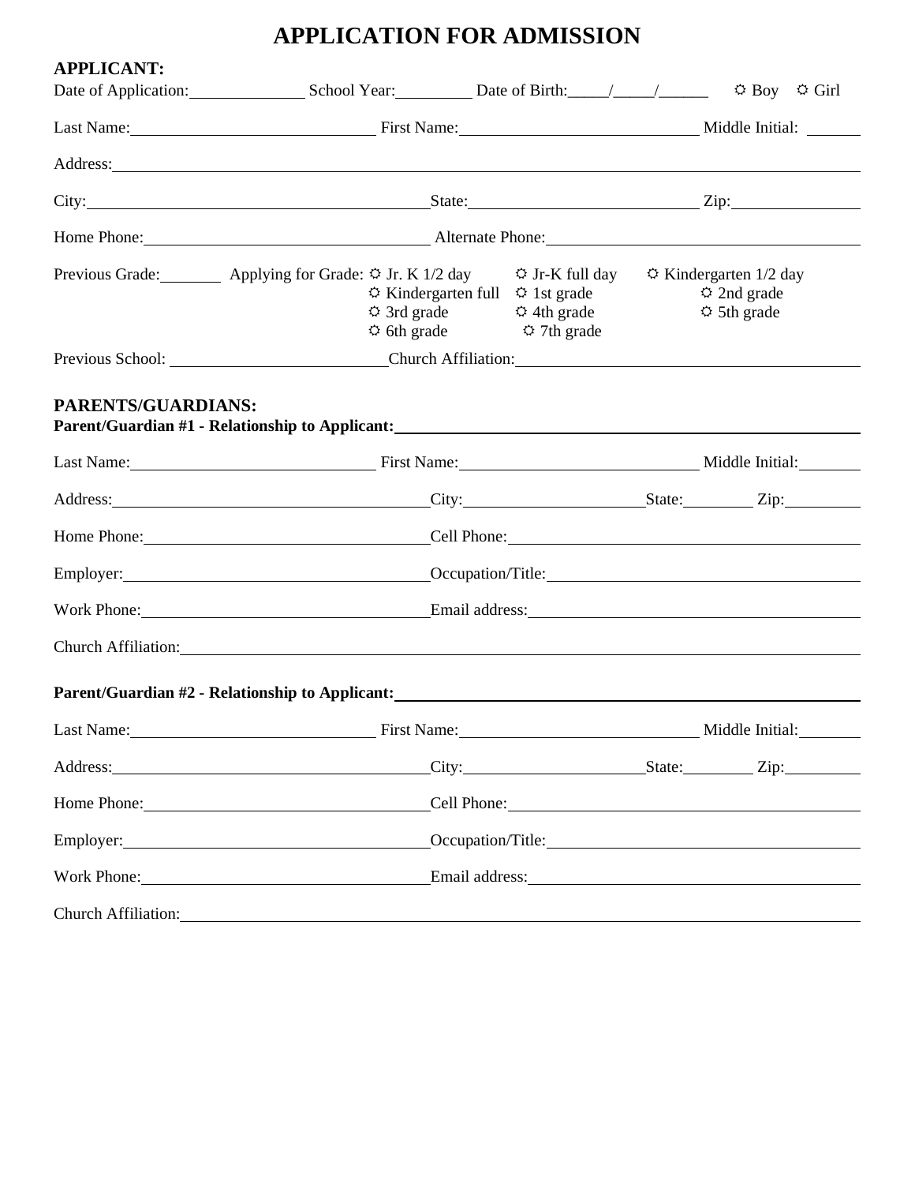# APPLICATION FOR ADMISSION

**APPLICANT:**

Date of Application:______________ School Year:__________ Date of Birth:_____/_____/______ ☼ Boy ☼ Girl

Last Name:______________________________ First Name:______________________________ Middle Initial: ______

Address:______________________________________________________________________________________

City:__________________________________________ State:____________________________ Zip:_______________

Home Phone:____________________________________ Alternate Phone:_____________________________________

Previous Grade:________ Applying for Grade: ☼ Jr. K 1/2 day ☼ Jr-K full day ☼ Kindergarten 1/2 day
☼ Kindergarten full ☼ 1st grade ☼ 2nd grade
☼ 3rd grade ☼ 4th grade ☼ 5th grade
☼ 6th grade ☼ 7th grade

Previous School: __________________________ Church Affiliation:_____________________________________

**PARENTS/GUARDIANS:**

**Parent/Guardian #1 - Relationship to Applicant:**_______________________________________________

Last Name:______________________________ First Name:______________________________ Middle Initial:_______

Address:______________________________________ City:______________________ State:_________ Zip:_________

Home Phone:____________________________________ Cell Phone:_________________________________________

Employer:______________________________________ Occupation/Title:____________________________________

Work Phone:____________________________________ Email address:______________________________________

Church Affiliation:__________________________________________________________________________________

**Parent/Guardian #2 - Relationship to Applicant:**_______________________________________________

Last Name:______________________________ First Name:______________________________ Middle Initial:_______

Address:______________________________________ City:______________________ State:_________ Zip:_________

Home Phone:____________________________________ Cell Phone:_________________________________________

Employer:______________________________________ Occupation/Title:____________________________________

Work Phone:____________________________________ Email address:______________________________________

Church Affiliation:__________________________________________________________________________________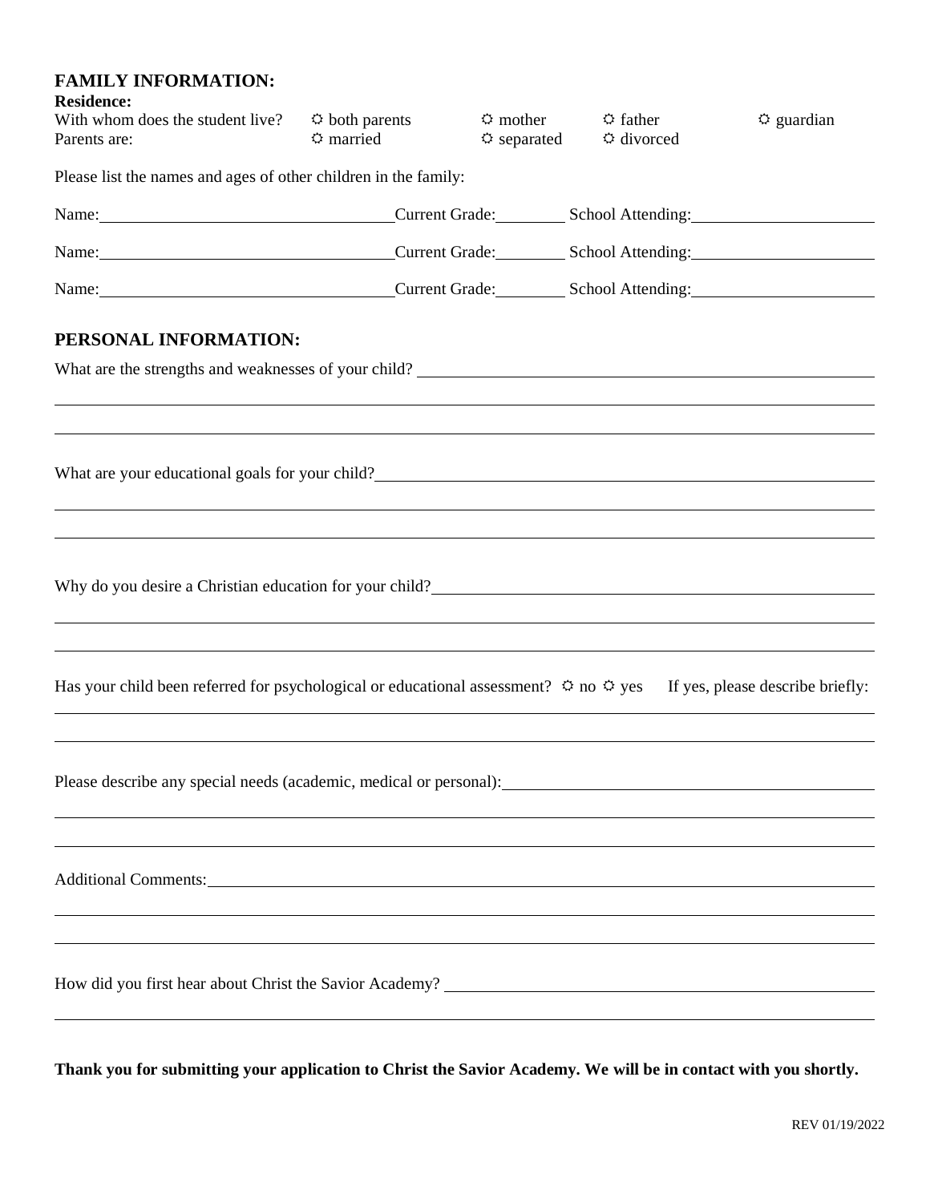## FAMILY INFORMATION:

**Residence:**

With whom does the student live? ☼ both parents ☼ mother ☼ father ☼ guardian

Parents are: ☼ married ☼ separated ☼ divorced

Please list the names and ages of other children in the family:

Name:\_\_\_\_\_\_\_\_\_\_\_\_\_\_\_\_\_\_\_\_ Current Grade:\_\_\_\_\_\_\_\_ School Attending:\_\_\_\_\_\_\_\_\_\_\_\_\_\_\_\_\_\_\_\_

Name:\_\_\_\_\_\_\_\_\_\_\_\_\_\_\_\_\_\_\_\_ Current Grade:\_\_\_\_\_\_\_\_ School Attending:\_\_\_\_\_\_\_\_\_\_\_\_\_\_\_\_\_\_\_\_

Name:\_\_\_\_\_\_\_\_\_\_\_\_\_\_\_\_\_\_\_\_ Current Grade:\_\_\_\_\_\_\_\_ School Attending:\_\_\_\_\_\_\_\_\_\_\_\_\_\_\_\_\_\_\_\_

## PERSONAL INFORMATION:

What are the strengths and weaknesses of your child? \_\_\_\_\_\_\_\_\_\_\_\_\_\_\_\_\_\_\_\_

What are your educational goals for your child?\_\_\_\_\_\_\_\_\_\_\_\_\_\_\_\_\_\_\_\_

Why do you desire a Christian education for your child?\_\_\_\_\_\_\_\_\_\_\_\_\_\_\_\_\_\_\_\_

Has your child been referred for psychological or educational assessment? ☼ no ☼ yes If yes, please describe briefly:

Please describe any special needs (academic, medical or personal):\_\_\_\_\_\_\_\_\_\_\_\_\_\_\_\_\_\_\_\_

Additional Comments:\_\_\_\_\_\_\_\_\_\_\_\_\_\_\_\_\_\_\_\_

How did you first hear about Christ the Savior Academy? \_\_\_\_\_\_\_\_\_\_\_\_\_\_\_\_\_\_\_\_

**Thank you for submitting your application to Christ the Savior Academy. We will be in contact with you shortly.**

REV 01/19/2022